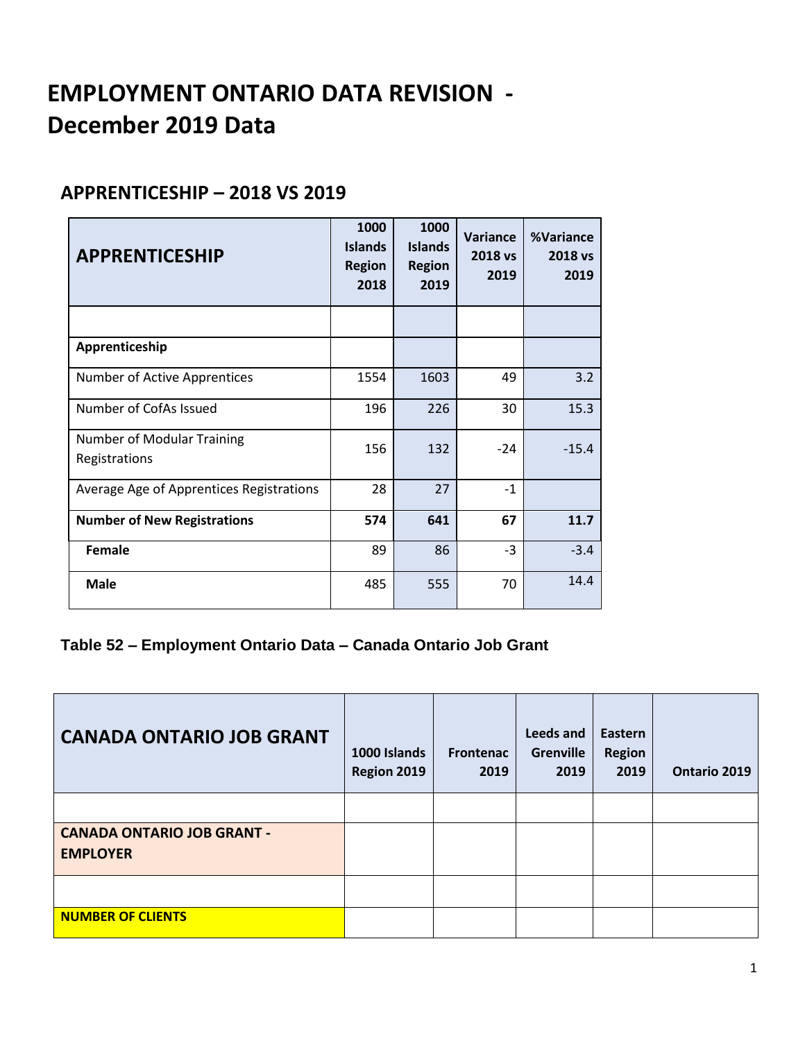# EMPLOYMENT ONTARIO DATA REVISION - December 2019 Data

## APPRENTICESHIP – 2018 VS 2019

| APPRENTICESHIP | 1000 Islands Region 2018 | 1000 Islands Region 2019 | Variance 2018 vs 2019 | %Variance 2018 vs 2019 |
|---|---|---|---|---|
| | | | | |
| **Apprenticeship** | | | | |
| Number of Active Apprentices | 1554 | 1603 | 49 | 3.2 |
| Number of CofAs Issued | 196 | 226 | 30 | 15.3 |
| Number of Modular Training Registrations | 156 | 132 | -24 | -15.4 |
| Average Age of Apprentices Registrations | 28 | 27 | -1 | |
| **Number of New Registrations** | **574** | **641** | **67** | **11.7** |
| **Female** | 89 | 86 | -3 | -3.4 |
| **Male** | 485 | 555 | 70 | 14.4 |

**Table 52 – Employment Ontario Data – Canada Ontario Job Grant**

| CANADA ONTARIO JOB GRANT | 1000 Islands Region 2019 | Frontenac 2019 | Leeds and Grenville 2019 | Eastern Region 2019 | Ontario 2019 |
|---|---|---|---|---|---|
| | | | | | |
| **CANADA ONTARIO JOB GRANT - EMPLOYER** | | | | | |
| | | | | | |
| **NUMBER OF CLIENTS** | | | | | |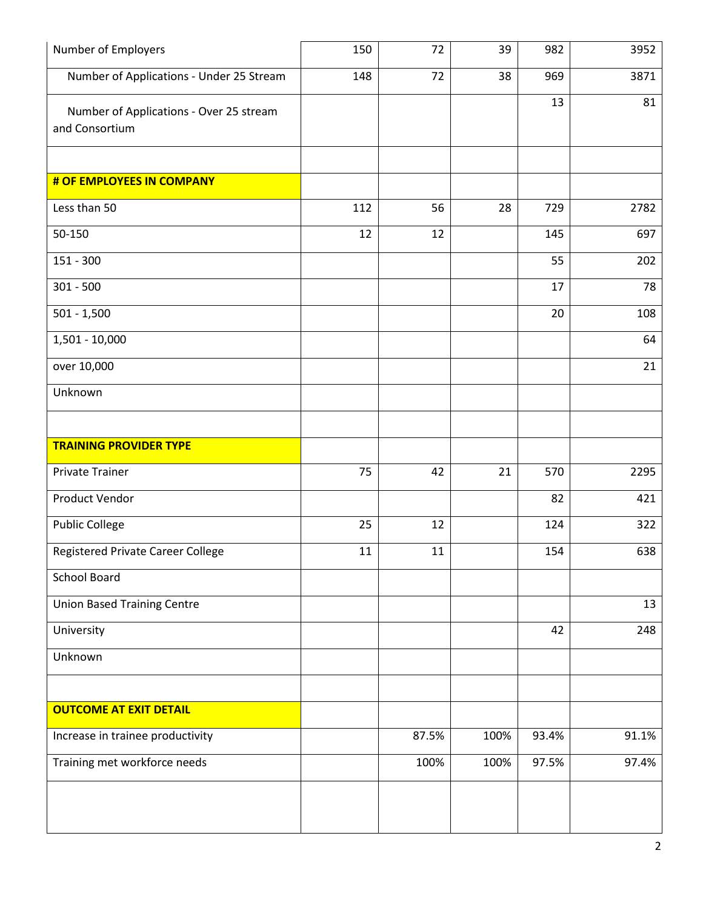| | | | | | |
|---|---|---|---|---|---|
| Number of Employers | 150 | 72 | 39 | 982 | 3952 |
| Number of Applications - Under 25 Stream | 148 | 72 | 38 | 969 | 3871 |
| Number of Applications - Over 25 stream and Consortium | | | | 13 | 81 |
| | | | | | |
| **# OF EMPLOYEES IN COMPANY** | | | | | |
| Less than 50 | 112 | 56 | 28 | 729 | 2782 |
| 50-150 | 12 | 12 | | 145 | 697 |
| 151 - 300 | | | | 55 | 202 |
| 301 - 500 | | | | 17 | 78 |
| 501 - 1,500 | | | | 20 | 108 |
| 1,501 - 10,000 | | | | | 64 |
| over 10,000 | | | | | 21 |
| Unknown | | | | | |
| | | | | | |
| **TRAINING PROVIDER TYPE** | | | | | |
| Private Trainer | 75 | 42 | 21 | 570 | 2295 |
| Product Vendor | | | | 82 | 421 |
| Public College | 25 | 12 | | 124 | 322 |
| Registered Private Career College | 11 | 11 | | 154 | 638 |
| School Board | | | | | |
| Union Based Training Centre | | | | | 13 |
| University | | | | 42 | 248 |
| Unknown | | | | | |
| | | | | | |
| **OUTCOME AT EXIT DETAIL** | | | | | |
| Increase in trainee productivity | | 87.5% | 100% | 93.4% | 91.1% |
| Training met workforce needs | | 100% | 100% | 97.5% | 97.4% |
| | | | | | |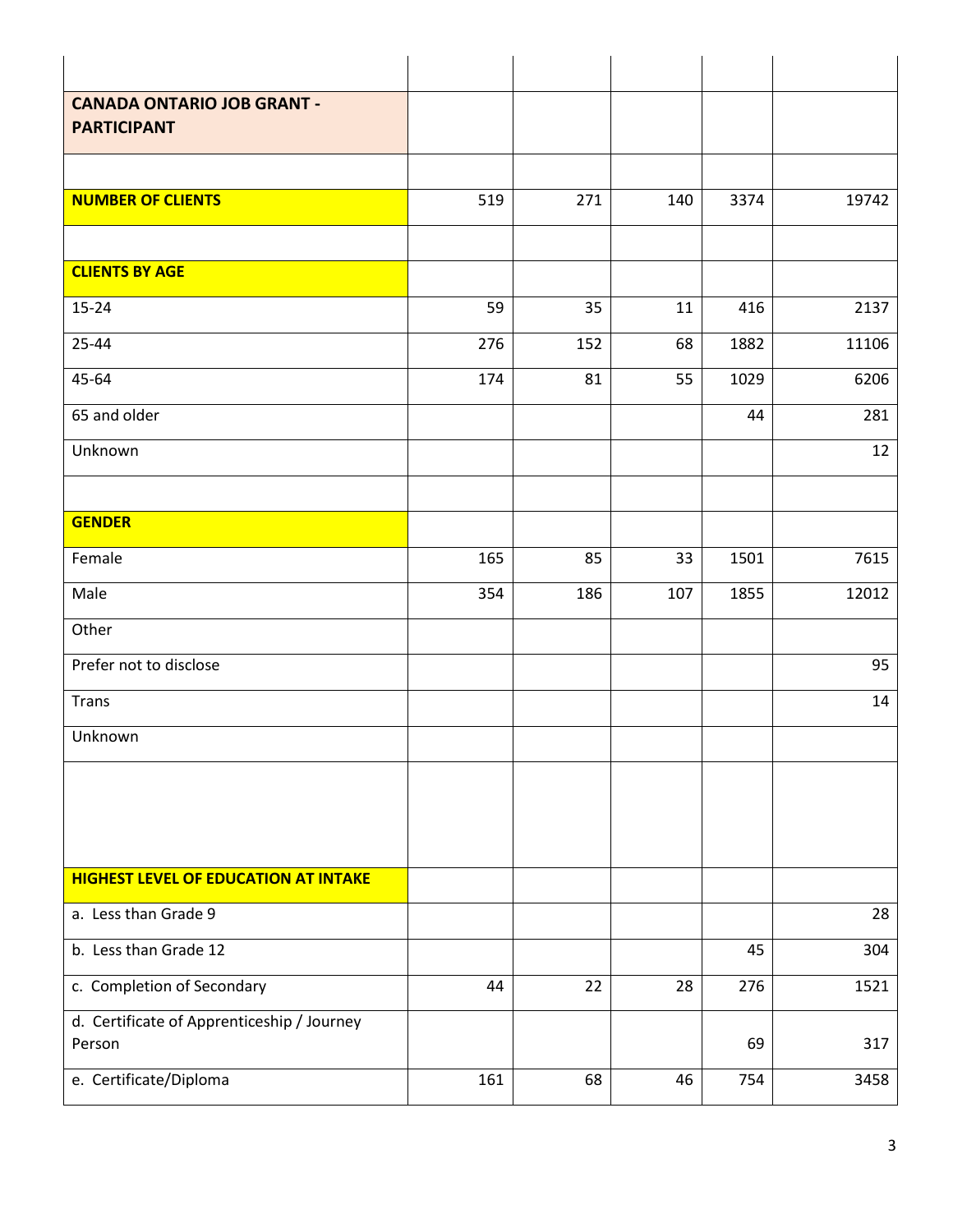| | | | | | |
|---|---|---|---|---|---|
| | | | | | |
| **CANADA ONTARIO JOB GRANT - PARTICIPANT** | | | | | |
| | | | | | |
| **NUMBER OF CLIENTS** | 519 | 271 | 140 | 3374 | 19742 |
| | | | | | |
| **CLIENTS BY AGE** | | | | | |
| 15-24 | 59 | 35 | 11 | 416 | 2137 |
| 25-44 | 276 | 152 | 68 | 1882 | 11106 |
| 45-64 | 174 | 81 | 55 | 1029 | 6206 |
| 65 and older | | | | 44 | 281 |
| Unknown | | | | | 12 |
| | | | | | |
| **GENDER** | | | | | |
| Female | 165 | 85 | 33 | 1501 | 7615 |
| Male | 354 | 186 | 107 | 1855 | 12012 |
| Other | | | | | |
| Prefer not to disclose | | | | | 95 |
| Trans | | | | | 14 |
| Unknown | | | | | |
| | | | | | |
| **HIGHEST LEVEL OF EDUCATION AT INTAKE** | | | | | |
| a. Less than Grade 9 | | | | | 28 |
| b. Less than Grade 12 | | | | 45 | 304 |
| c. Completion of Secondary | 44 | 22 | 28 | 276 | 1521 |
| d. Certificate of Apprenticeship / Journey Person | | | | 69 | 317 |
| e. Certificate/Diploma | 161 | 68 | 46 | 754 | 3458 |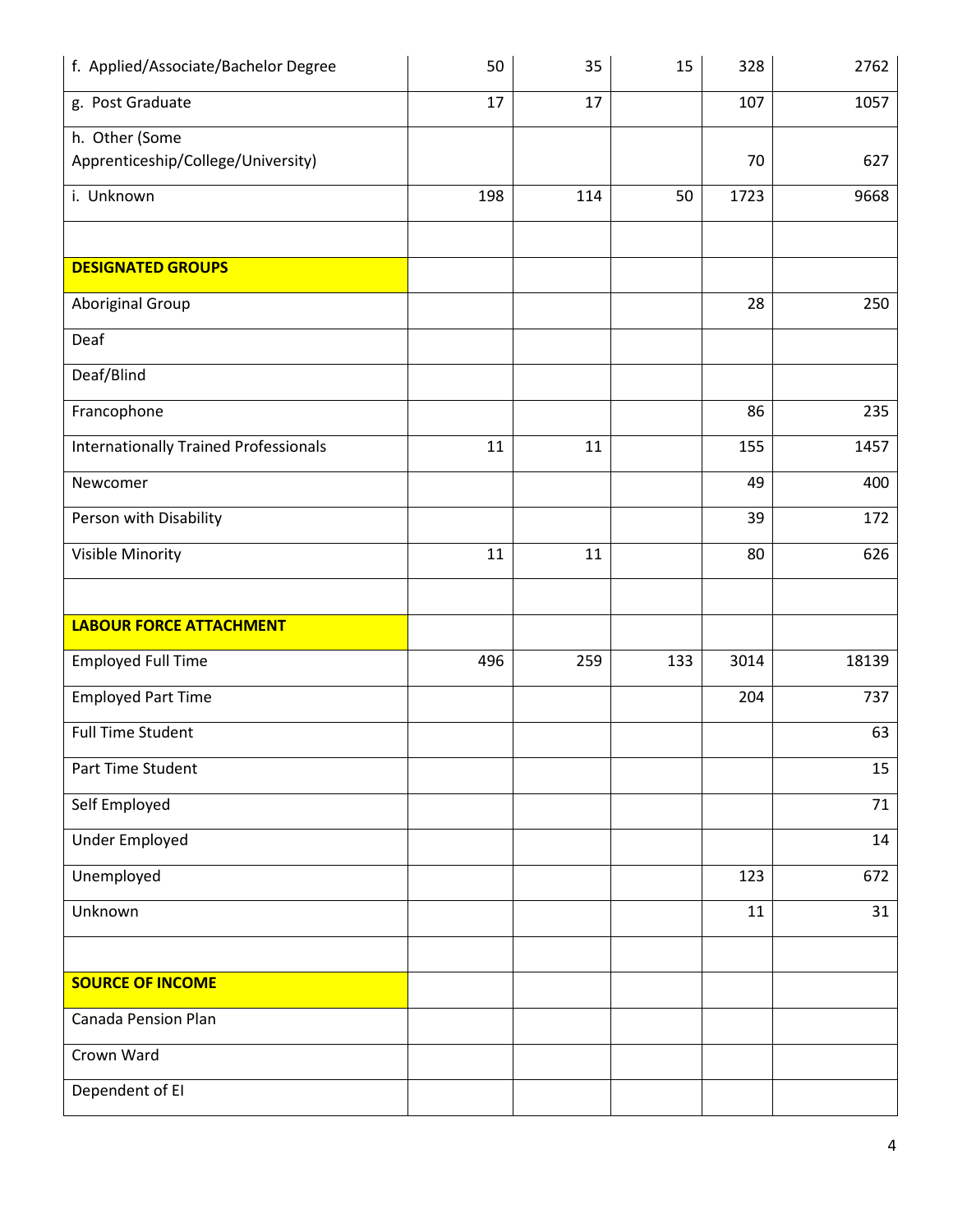| | | | | | |
|---|---|---|---|---|---|
| f. Applied/Associate/Bachelor Degree | 50 | 35 | 15 | 328 | 2762 |
| g. Post Graduate | 17 | 17 | | 107 | 1057 |
| h. Other (Some Apprenticeship/College/University) | | | | 70 | 627 |
| i. Unknown | 198 | 114 | 50 | 1723 | 9668 |
| | | | | | |
| **DESIGNATED GROUPS** | | | | | |
| Aboriginal Group | | | | 28 | 250 |
| Deaf | | | | | |
| Deaf/Blind | | | | | |
| Francophone | | | | 86 | 235 |
| Internationally Trained Professionals | 11 | 11 | | 155 | 1457 |
| Newcomer | | | | 49 | 400 |
| Person with Disability | | | | 39 | 172 |
| Visible Minority | 11 | 11 | | 80 | 626 |
| | | | | | |
| **LABOUR FORCE ATTACHMENT** | | | | | |
| Employed Full Time | 496 | 259 | 133 | 3014 | 18139 |
| Employed Part Time | | | | 204 | 737 |
| Full Time Student | | | | | 63 |
| Part Time Student | | | | | 15 |
| Self Employed | | | | | 71 |
| Under Employed | | | | | 14 |
| Unemployed | | | | 123 | 672 |
| Unknown | | | | 11 | 31 |
| | | | | | |
| **SOURCE OF INCOME** | | | | | |
| Canada Pension Plan | | | | | |
| Crown Ward | | | | | |
| Dependent of EI | | | | | |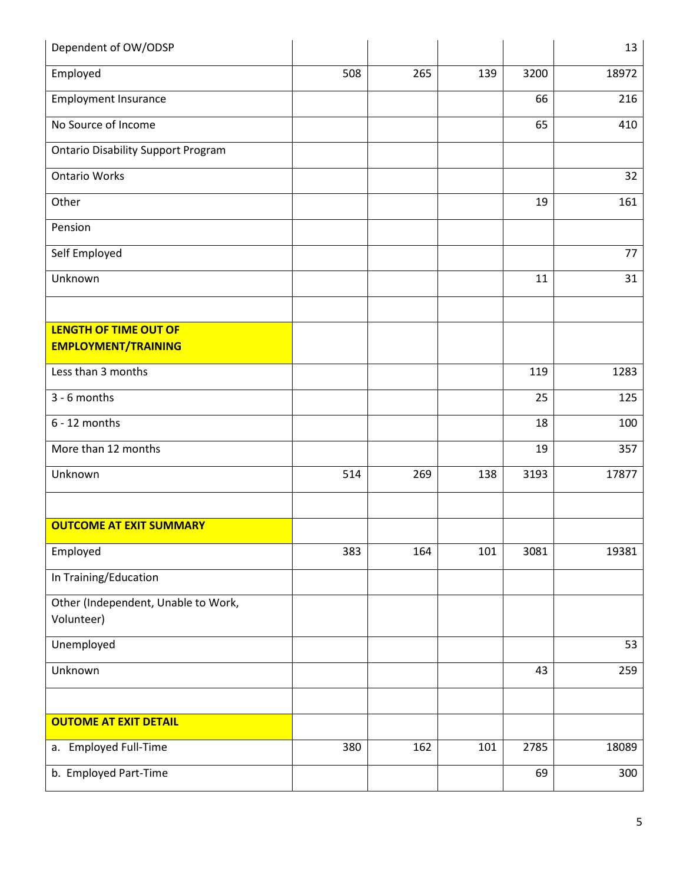| | | | | | |
|---|---|---|---|---|---|
| Dependent of OW/ODSP | | | | | 13 |
| Employed | 508 | 265 | 139 | 3200 | 18972 |
| Employment Insurance | | | | 66 | 216 |
| No Source of Income | | | | 65 | 410 |
| Ontario Disability Support Program | | | | | |
| Ontario Works | | | | | 32 |
| Other | | | | 19 | 161 |
| Pension | | | | | |
| Self Employed | | | | | 77 |
| Unknown | | | | 11 | 31 |
| | | | | | |
| **LENGTH OF TIME OUT OF EMPLOYMENT/TRAINING** | | | | | |
| Less than 3 months | | | | 119 | 1283 |
| 3 - 6 months | | | | 25 | 125 |
| 6 - 12 months | | | | 18 | 100 |
| More than 12 months | | | | 19 | 357 |
| Unknown | 514 | 269 | 138 | 3193 | 17877 |
| | | | | | |
| **OUTCOME AT EXIT SUMMARY** | | | | | |
| Employed | 383 | 164 | 101 | 3081 | 19381 |
| In Training/Education | | | | | |
| Other (Independent, Unable to Work, Volunteer) | | | | | |
| Unemployed | | | | | 53 |
| Unknown | | | | 43 | 259 |
| | | | | | |
| **OUTOME AT EXIT DETAIL** | | | | | |
| a. Employed Full-Time | 380 | 162 | 101 | 2785 | 18089 |
| b. Employed Part-Time | | | | 69 | 300 |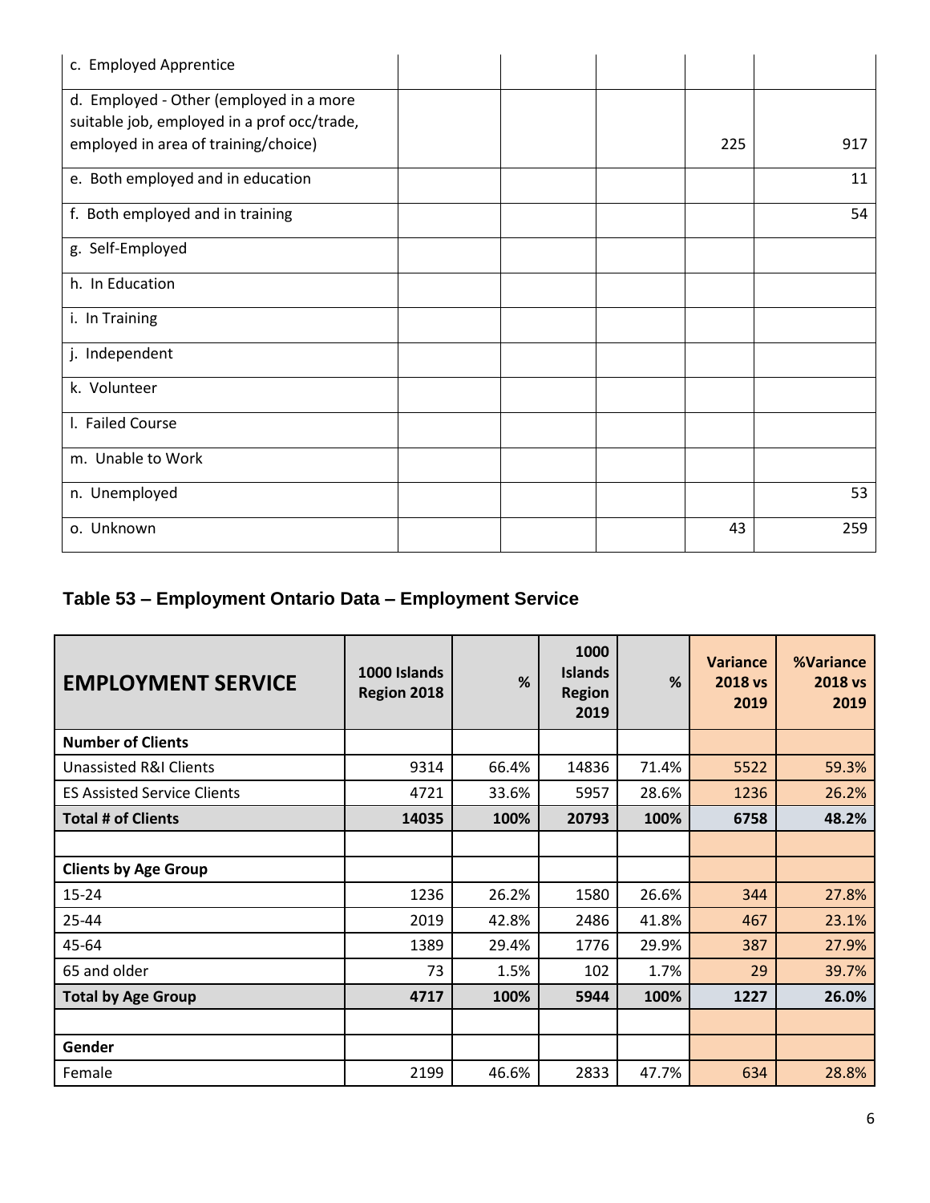| | | | | |
|---|---|---|---|---|
| c. Employed Apprentice | | | | |
| d. Employed - Other (employed in a more suitable job, employed in a prof occ/trade, employed in area of training/choice) | | | 225 | 917 |
| e. Both employed and in education | | | | 11 |
| f. Both employed and in training | | | | 54 |
| g. Self-Employed | | | | |
| h. In Education | | | | |
| i. In Training | | | | |
| j. Independent | | | | |
| k. Volunteer | | | | |
| l. Failed Course | | | | |
| m. Unable to Work | | | | |
| n. Unemployed | | | | 53 |
| o. Unknown | | | 43 | 259 |

### Table 53 – Employment Ontario Data – Employment Service

| EMPLOYMENT SERVICE | 1000 Islands Region 2018 | % | 1000 Islands Region 2019 | % | Variance 2018 vs 2019 | %Variance 2018 vs 2019 |
|---|---|---|---|---|---|---|
| **Number of Clients** | | | | | | |
| Unassisted R&I Clients | 9314 | 66.4% | 14836 | 71.4% | 5522 | 59.3% |
| ES Assisted Service Clients | 4721 | 33.6% | 5957 | 28.6% | 1236 | 26.2% |
| **Total # of Clients** | **14035** | **100%** | **20793** | **100%** | **6758** | **48.2%** |
| | | | | | | |
| **Clients by Age Group** | | | | | | |
| 15-24 | 1236 | 26.2% | 1580 | 26.6% | 344 | 27.8% |
| 25-44 | 2019 | 42.8% | 2486 | 41.8% | 467 | 23.1% |
| 45-64 | 1389 | 29.4% | 1776 | 29.9% | 387 | 27.9% |
| 65 and older | 73 | 1.5% | 102 | 1.7% | 29 | 39.7% |
| **Total by Age Group** | **4717** | **100%** | **5944** | **100%** | **1227** | **26.0%** |
| | | | | | | |
| **Gender** | | | | | | |
| Female | 2199 | 46.6% | 2833 | 47.7% | 634 | 28.8% |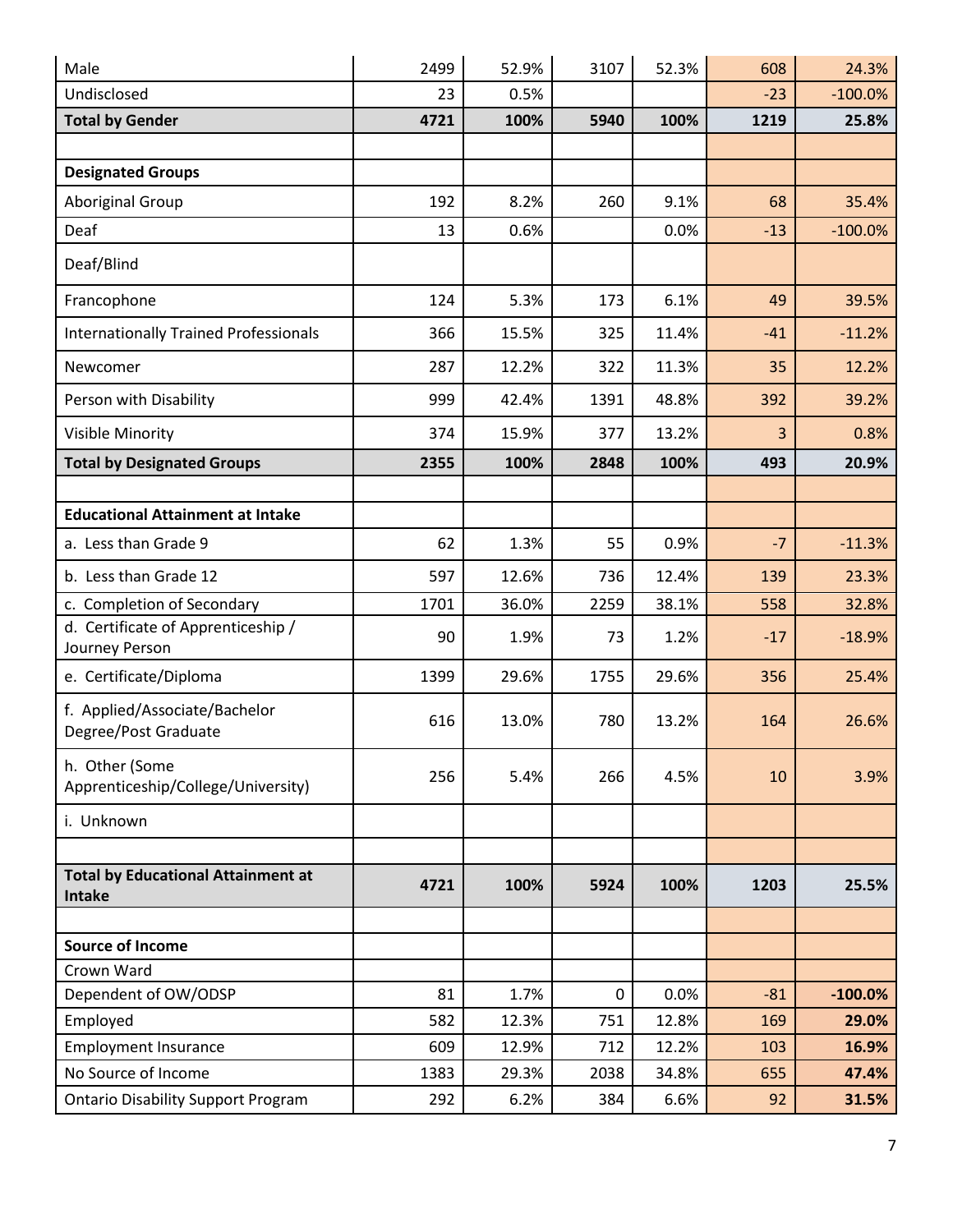| | | | | | | |
|---|---|---|---|---|---|---|
| Male | 2499 | 52.9% | 3107 | 52.3% | 608 | 24.3% |
| Undisclosed | 23 | 0.5% | | | -23 | -100.0% |
| **Total by Gender** | **4721** | **100%** | **5940** | **100%** | **1219** | **25.8%** |
| | | | | | | |
| **Designated Groups** | | | | | | |
| Aboriginal Group | 192 | 8.2% | 260 | 9.1% | 68 | 35.4% |
| Deaf | 13 | 0.6% | | 0.0% | -13 | -100.0% |
| Deaf/Blind | | | | | | |
| Francophone | 124 | 5.3% | 173 | 6.1% | 49 | 39.5% |
| Internationally Trained Professionals | 366 | 15.5% | 325 | 11.4% | -41 | -11.2% |
| Newcomer | 287 | 12.2% | 322 | 11.3% | 35 | 12.2% |
| Person with Disability | 999 | 42.4% | 1391 | 48.8% | 392 | 39.2% |
| Visible Minority | 374 | 15.9% | 377 | 13.2% | 3 | 0.8% |
| **Total by Designated Groups** | **2355** | **100%** | **2848** | **100%** | **493** | **20.9%** |
| | | | | | | |
| **Educational Attainment at Intake** | | | | | | |
| a. Less than Grade 9 | 62 | 1.3% | 55 | 0.9% | -7 | -11.3% |
| b. Less than Grade 12 | 597 | 12.6% | 736 | 12.4% | 139 | 23.3% |
| c. Completion of Secondary | 1701 | 36.0% | 2259 | 38.1% | 558 | 32.8% |
| d. Certificate of Apprenticeship / Journey Person | 90 | 1.9% | 73 | 1.2% | -17 | -18.9% |
| e. Certificate/Diploma | 1399 | 29.6% | 1755 | 29.6% | 356 | 25.4% |
| f. Applied/Associate/Bachelor Degree/Post Graduate | 616 | 13.0% | 780 | 13.2% | 164 | 26.6% |
| h. Other (Some Apprenticeship/College/University) | 256 | 5.4% | 266 | 4.5% | 10 | 3.9% |
| i. Unknown | | | | | | |
| | | | | | | |
| **Total by Educational Attainment at Intake** | **4721** | **100%** | **5924** | **100%** | **1203** | **25.5%** |
| | | | | | | |
| **Source of Income** | | | | | | |
| Crown Ward | | | | | | |
| Dependent of OW/ODSP | 81 | 1.7% | 0 | 0.0% | -81 | **-100.0%** |
| Employed | 582 | 12.3% | 751 | 12.8% | 169 | **29.0%** |
| Employment Insurance | 609 | 12.9% | 712 | 12.2% | 103 | **16.9%** |
| No Source of Income | 1383 | 29.3% | 2038 | 34.8% | 655 | **47.4%** |
| Ontario Disability Support Program | 292 | 6.2% | 384 | 6.6% | 92 | **31.5%** |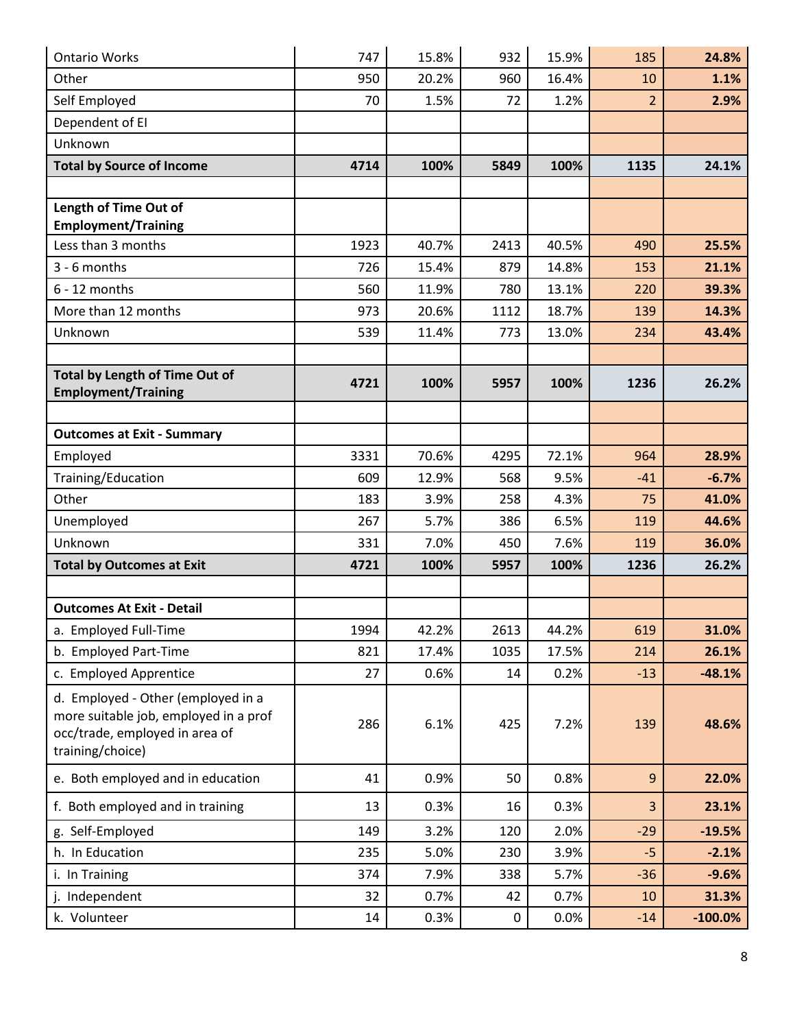| | | | | | | |
|---|---|---|---|---|---|---|
| Ontario Works | 747 | 15.8% | 932 | 15.9% | 185 | **24.8%** |
| Other | 950 | 20.2% | 960 | 16.4% | 10 | **1.1%** |
| Self Employed | 70 | 1.5% | 72 | 1.2% | 2 | **2.9%** |
| Dependent of EI | | | | | | |
| Unknown | | | | | | |
| **Total by Source of Income** | **4714** | **100%** | **5849** | **100%** | **1135** | **24.1%** |
| | | | | | | |
| **Length of Time Out of Employment/Training** | | | | | | |
| Less than 3 months | 1923 | 40.7% | 2413 | 40.5% | 490 | **25.5%** |
| 3 - 6 months | 726 | 15.4% | 879 | 14.8% | 153 | **21.1%** |
| 6 - 12 months | 560 | 11.9% | 780 | 13.1% | 220 | **39.3%** |
| More than 12 months | 973 | 20.6% | 1112 | 18.7% | 139 | **14.3%** |
| Unknown | 539 | 11.4% | 773 | 13.0% | 234 | **43.4%** |
| | | | | | | |
| **Total by Length of Time Out of Employment/Training** | **4721** | **100%** | **5957** | **100%** | **1236** | **26.2%** |
| | | | | | | |
| **Outcomes at Exit - Summary** | | | | | | |
| Employed | 3331 | 70.6% | 4295 | 72.1% | 964 | **28.9%** |
| Training/Education | 609 | 12.9% | 568 | 9.5% | -41 | **-6.7%** |
| Other | 183 | 3.9% | 258 | 4.3% | 75 | **41.0%** |
| Unemployed | 267 | 5.7% | 386 | 6.5% | 119 | **44.6%** |
| Unknown | 331 | 7.0% | 450 | 7.6% | 119 | **36.0%** |
| **Total by Outcomes at Exit** | **4721** | **100%** | **5957** | **100%** | **1236** | **26.2%** |
| | | | | | | |
| **Outcomes At Exit - Detail** | | | | | | |
| a. Employed Full-Time | 1994 | 42.2% | 2613 | 44.2% | 619 | **31.0%** |
| b. Employed Part-Time | 821 | 17.4% | 1035 | 17.5% | 214 | **26.1%** |
| c. Employed Apprentice | 27 | 0.6% | 14 | 0.2% | -13 | **-48.1%** |
| d. Employed - Other (employed in a more suitable job, employed in a prof occ/trade, employed in area of training/choice) | 286 | 6.1% | 425 | 7.2% | 139 | **48.6%** |
| e. Both employed and in education | 41 | 0.9% | 50 | 0.8% | 9 | **22.0%** |
| f. Both employed and in training | 13 | 0.3% | 16 | 0.3% | 3 | **23.1%** |
| g. Self-Employed | 149 | 3.2% | 120 | 2.0% | -29 | **-19.5%** |
| h. In Education | 235 | 5.0% | 230 | 3.9% | -5 | **-2.1%** |
| i. In Training | 374 | 7.9% | 338 | 5.7% | -36 | **-9.6%** |
| j. Independent | 32 | 0.7% | 42 | 0.7% | 10 | **31.3%** |
| k. Volunteer | 14 | 0.3% | 0 | 0.0% | -14 | **-100.0%** |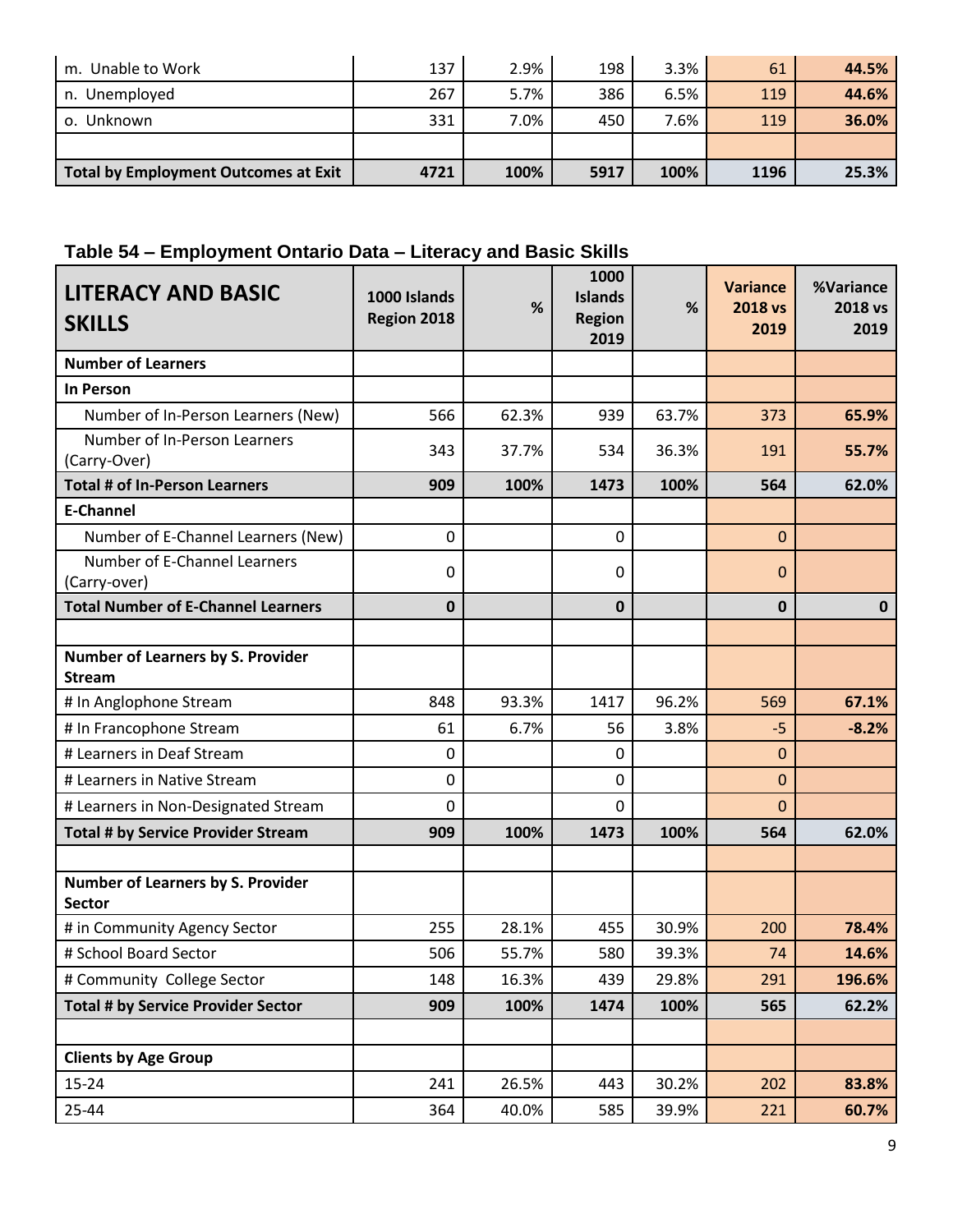| m. Unable to Work | 137 | 2.9% | 198 | 3.3% | 61 | **44.5%** |
|---|---|---|---|---|---|---|
| n. Unemployed | 267 | 5.7% | 386 | 6.5% | 119 | **44.6%** |
| o. Unknown | 331 | 7.0% | 450 | 7.6% | 119 | **36.0%** |
| | | | | | | |
| **Total by Employment Outcomes at Exit** | **4721** | **100%** | **5917** | **100%** | **1196** | **25.3%** |

## Table 54 – Employment Ontario Data – Literacy and Basic Skills

| LITERACY AND BASIC SKILLS | 1000 Islands Region 2018 | % | 1000 Islands Region 2019 | % | Variance 2018 vs 2019 | %Variance 2018 vs 2019 |
|---|---|---|---|---|---|---|
| **Number of Learners** | | | | | | |
| **In Person** | | | | | | |
| Number of In-Person Learners (New) | 566 | 62.3% | 939 | 63.7% | 373 | **65.9%** |
| Number of In-Person Learners (Carry-Over) | 343 | 37.7% | 534 | 36.3% | 191 | **55.7%** |
| **Total # of In-Person Learners** | **909** | **100%** | **1473** | **100%** | **564** | **62.0%** |
| **E-Channel** | | | | | | |
| Number of E-Channel Learners (New) | 0 | | 0 | | 0 | |
| Number of E-Channel Learners (Carry-over) | 0 | | 0 | | 0 | |
| **Total Number of E-Channel Learners** | **0** | | **0** | | **0** | **0** |
| | | | | | | |
| **Number of Learners by S. Provider Stream** | | | | | | |
| # In Anglophone Stream | 848 | 93.3% | 1417 | 96.2% | 569 | **67.1%** |
| # In Francophone Stream | 61 | 6.7% | 56 | 3.8% | -5 | **-8.2%** |
| # Learners in Deaf Stream | 0 | | 0 | | 0 | |
| # Learners in Native Stream | 0 | | 0 | | 0 | |
| # Learners in Non-Designated Stream | 0 | | 0 | | 0 | |
| **Total # by Service Provider Stream** | **909** | **100%** | **1473** | **100%** | **564** | **62.0%** |
| | | | | | | |
| **Number of Learners by S. Provider Sector** | | | | | | |
| # in Community Agency Sector | 255 | 28.1% | 455 | 30.9% | 200 | **78.4%** |
| # School Board Sector | 506 | 55.7% | 580 | 39.3% | 74 | **14.6%** |
| # Community College Sector | 148 | 16.3% | 439 | 29.8% | 291 | **196.6%** |
| **Total # by Service Provider Sector** | **909** | **100%** | **1474** | **100%** | **565** | **62.2%** |
| | | | | | | |
| **Clients by Age Group** | | | | | | |
| 15-24 | 241 | 26.5% | 443 | 30.2% | 202 | **83.8%** |
| 25-44 | 364 | 40.0% | 585 | 39.9% | 221 | **60.7%** |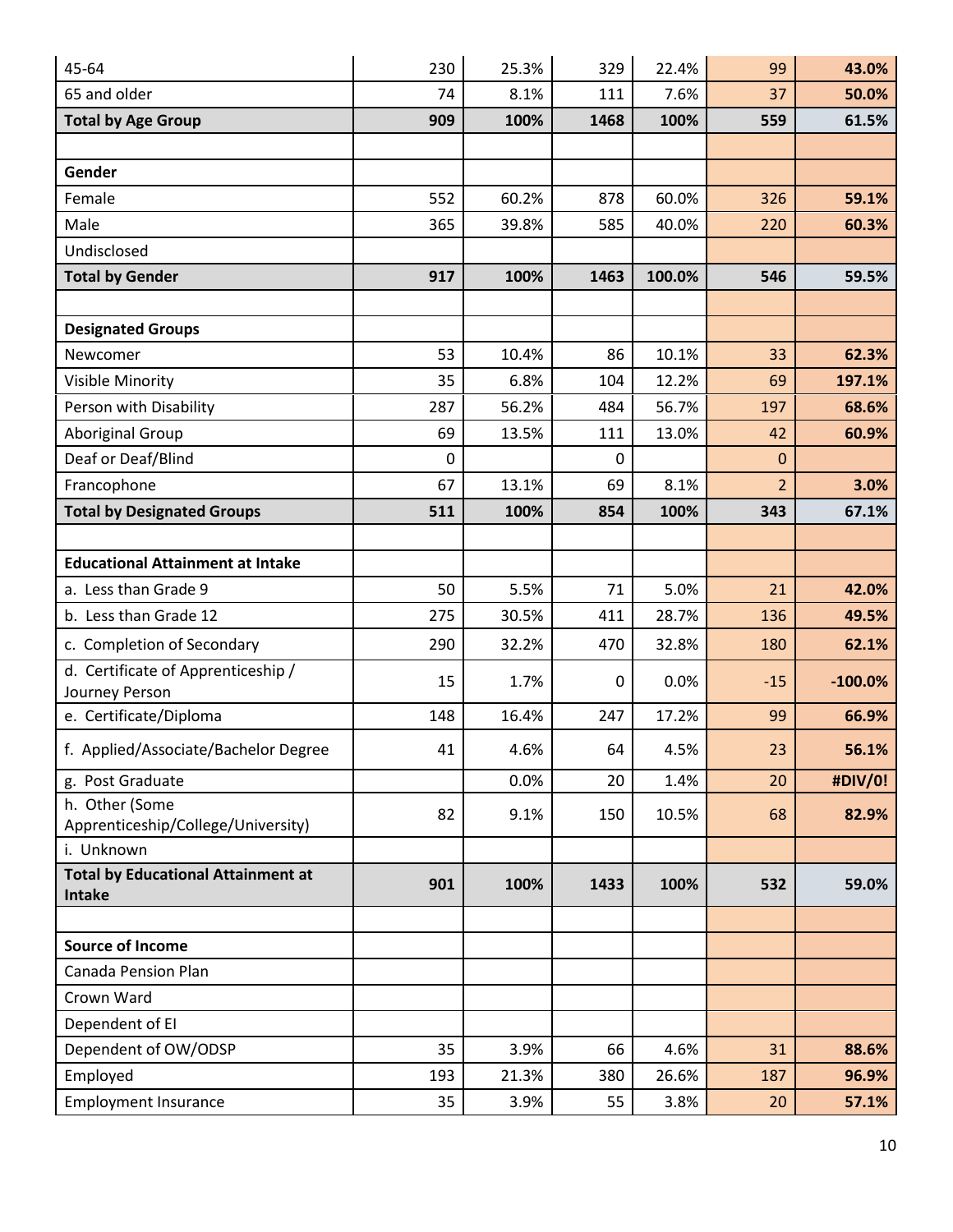| | | | | | | |
|---|---|---|---|---|---|---|
| 45-64 | 230 | 25.3% | 329 | 22.4% | 99 | **43.0%** |
| 65 and older | 74 | 8.1% | 111 | 7.6% | 37 | **50.0%** |
| **Total by Age Group** | **909** | **100%** | **1468** | **100%** | **559** | **61.5%** |
| | | | | | | |
| **Gender** | | | | | | |
| Female | 552 | 60.2% | 878 | 60.0% | 326 | **59.1%** |
| Male | 365 | 39.8% | 585 | 40.0% | 220 | **60.3%** |
| Undisclosed | | | | | | |
| **Total by Gender** | **917** | **100%** | **1463** | **100.0%** | **546** | **59.5%** |
| | | | | | | |
| **Designated Groups** | | | | | | |
| Newcomer | 53 | 10.4% | 86 | 10.1% | 33 | **62.3%** |
| Visible Minority | 35 | 6.8% | 104 | 12.2% | 69 | **197.1%** |
| Person with Disability | 287 | 56.2% | 484 | 56.7% | 197 | **68.6%** |
| Aboriginal Group | 69 | 13.5% | 111 | 13.0% | 42 | **60.9%** |
| Deaf or Deaf/Blind | 0 | | 0 | | 0 | |
| Francophone | 67 | 13.1% | 69 | 8.1% | 2 | **3.0%** |
| **Total by Designated Groups** | **511** | **100%** | **854** | **100%** | **343** | **67.1%** |
| | | | | | | |
| **Educational Attainment at Intake** | | | | | | |
| a. Less than Grade 9 | 50 | 5.5% | 71 | 5.0% | 21 | **42.0%** |
| b. Less than Grade 12 | 275 | 30.5% | 411 | 28.7% | 136 | **49.5%** |
| c. Completion of Secondary | 290 | 32.2% | 470 | 32.8% | 180 | **62.1%** |
| d. Certificate of Apprenticeship / Journey Person | 15 | 1.7% | 0 | 0.0% | -15 | **-100.0%** |
| e. Certificate/Diploma | 148 | 16.4% | 247 | 17.2% | 99 | **66.9%** |
| f. Applied/Associate/Bachelor Degree | 41 | 4.6% | 64 | 4.5% | 23 | **56.1%** |
| g. Post Graduate | | 0.0% | 20 | 1.4% | 20 | **#DIV/0!** |
| h. Other (Some Apprenticeship/College/University) | 82 | 9.1% | 150 | 10.5% | 68 | **82.9%** |
| i. Unknown | | | | | | |
| **Total by Educational Attainment at Intake** | **901** | **100%** | **1433** | **100%** | **532** | **59.0%** |
| | | | | | | |
| **Source of Income** | | | | | | |
| Canada Pension Plan | | | | | | |
| Crown Ward | | | | | | |
| Dependent of EI | | | | | | |
| Dependent of OW/ODSP | 35 | 3.9% | 66 | 4.6% | 31 | **88.6%** |
| Employed | 193 | 21.3% | 380 | 26.6% | 187 | **96.9%** |
| Employment Insurance | 35 | 3.9% | 55 | 3.8% | 20 | **57.1%** |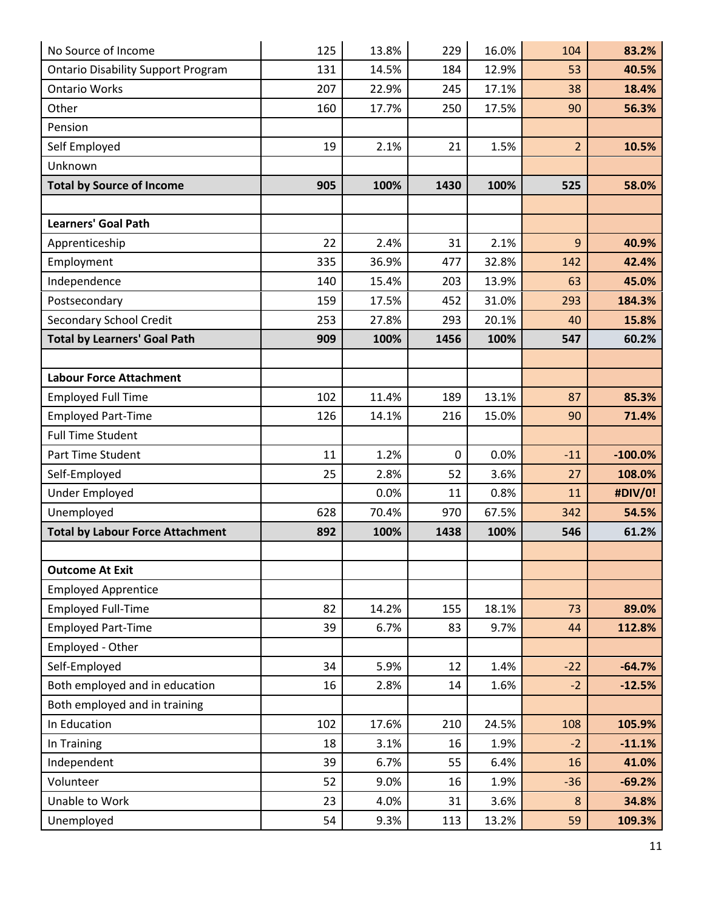| | | | | | | |
|---|---|---|---|---|---|---|
| No Source of Income | 125 | 13.8% | 229 | 16.0% | 104 | **83.2%** |
| Ontario Disability Support Program | 131 | 14.5% | 184 | 12.9% | 53 | **40.5%** |
| Ontario Works | 207 | 22.9% | 245 | 17.1% | 38 | **18.4%** |
| Other | 160 | 17.7% | 250 | 17.5% | 90 | **56.3%** |
| Pension | | | | | | |
| Self Employed | 19 | 2.1% | 21 | 1.5% | 2 | **10.5%** |
| Unknown | | | | | | |
| **Total by Source of Income** | **905** | **100%** | **1430** | **100%** | **525** | **58.0%** |
| | | | | | | |
| **Learners' Goal Path** | | | | | | |
| Apprenticeship | 22 | 2.4% | 31 | 2.1% | 9 | **40.9%** |
| Employment | 335 | 36.9% | 477 | 32.8% | 142 | **42.4%** |
| Independence | 140 | 15.4% | 203 | 13.9% | 63 | **45.0%** |
| Postsecondary | 159 | 17.5% | 452 | 31.0% | 293 | **184.3%** |
| Secondary School Credit | 253 | 27.8% | 293 | 20.1% | 40 | **15.8%** |
| **Total by Learners' Goal Path** | **909** | **100%** | **1456** | **100%** | **547** | **60.2%** |
| | | | | | | |
| **Labour Force Attachment** | | | | | | |
| Employed Full Time | 102 | 11.4% | 189 | 13.1% | 87 | **85.3%** |
| Employed Part-Time | 126 | 14.1% | 216 | 15.0% | 90 | **71.4%** |
| Full Time Student | | | | | | |
| Part Time Student | 11 | 1.2% | 0 | 0.0% | -11 | **-100.0%** |
| Self-Employed | 25 | 2.8% | 52 | 3.6% | 27 | **108.0%** |
| Under Employed | | 0.0% | 11 | 0.8% | 11 | **#DIV/0!** |
| Unemployed | 628 | 70.4% | 970 | 67.5% | 342 | **54.5%** |
| **Total by Labour Force Attachment** | **892** | **100%** | **1438** | **100%** | **546** | **61.2%** |
| | | | | | | |
| **Outcome At Exit** | | | | | | |
| Employed Apprentice | | | | | | |
| Employed Full-Time | 82 | 14.2% | 155 | 18.1% | 73 | **89.0%** |
| Employed Part-Time | 39 | 6.7% | 83 | 9.7% | 44 | **112.8%** |
| Employed - Other | | | | | | |
| Self-Employed | 34 | 5.9% | 12 | 1.4% | -22 | **-64.7%** |
| Both employed and in education | 16 | 2.8% | 14 | 1.6% | -2 | **-12.5%** |
| Both employed and in training | | | | | | |
| In Education | 102 | 17.6% | 210 | 24.5% | 108 | **105.9%** |
| In Training | 18 | 3.1% | 16 | 1.9% | -2 | **-11.1%** |
| Independent | 39 | 6.7% | 55 | 6.4% | 16 | **41.0%** |
| Volunteer | 52 | 9.0% | 16 | 1.9% | -36 | **-69.2%** |
| Unable to Work | 23 | 4.0% | 31 | 3.6% | 8 | **34.8%** |
| Unemployed | 54 | 9.3% | 113 | 13.2% | 59 | **109.3%** |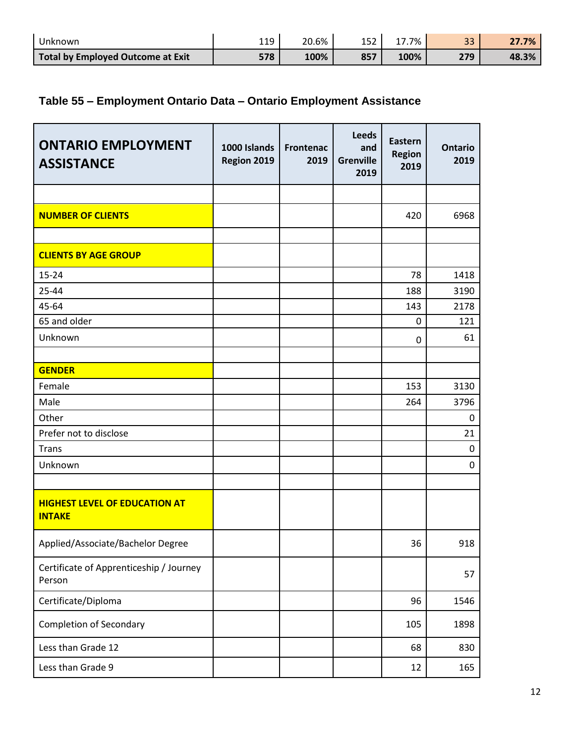| | | | | | | |
|---|---|---|---|---|---|---|
| Unknown | 119 | 20.6% | 152 | 17.7% | 33 | **27.7%** |
| **Total by Employed Outcome at Exit** | **578** | **100%** | **857** | **100%** | **279** | **48.3%** |

### Table 55 – Employment Ontario Data – Ontario Employment Assistance

| **ONTARIO EMPLOYMENT ASSISTANCE** | **1000 Islands Region 2019** | **Frontenac 2019** | **Leeds and Grenville 2019** | **Eastern Region 2019** | **Ontario 2019** |
|---|---|---|---|---|---|
| | | | | | |
| **NUMBER OF CLIENTS** | | | | 420 | 6968 |
| | | | | | |
| **CLIENTS BY AGE GROUP** | | | | | |
| 15-24 | | | | 78 | 1418 |
| 25-44 | | | | 188 | 3190 |
| 45-64 | | | | 143 | 2178 |
| 65 and older | | | | 0 | 121 |
| Unknown | | | | 0 | 61 |
| | | | | | |
| **GENDER** | | | | | |
| Female | | | | 153 | 3130 |
| Male | | | | 264 | 3796 |
| Other | | | | | 0 |
| Prefer not to disclose | | | | | 21 |
| Trans | | | | | 0 |
| Unknown | | | | | 0 |
| | | | | | |
| **HIGHEST LEVEL OF EDUCATION AT INTAKE** | | | | | |
| Applied/Associate/Bachelor Degree | | | | 36 | 918 |
| Certificate of Apprenticeship / Journey Person | | | | | 57 |
| Certificate/Diploma | | | | 96 | 1546 |
| Completion of Secondary | | | | 105 | 1898 |
| Less than Grade 12 | | | | 68 | 830 |
| Less than Grade 9 | | | | 12 | 165 |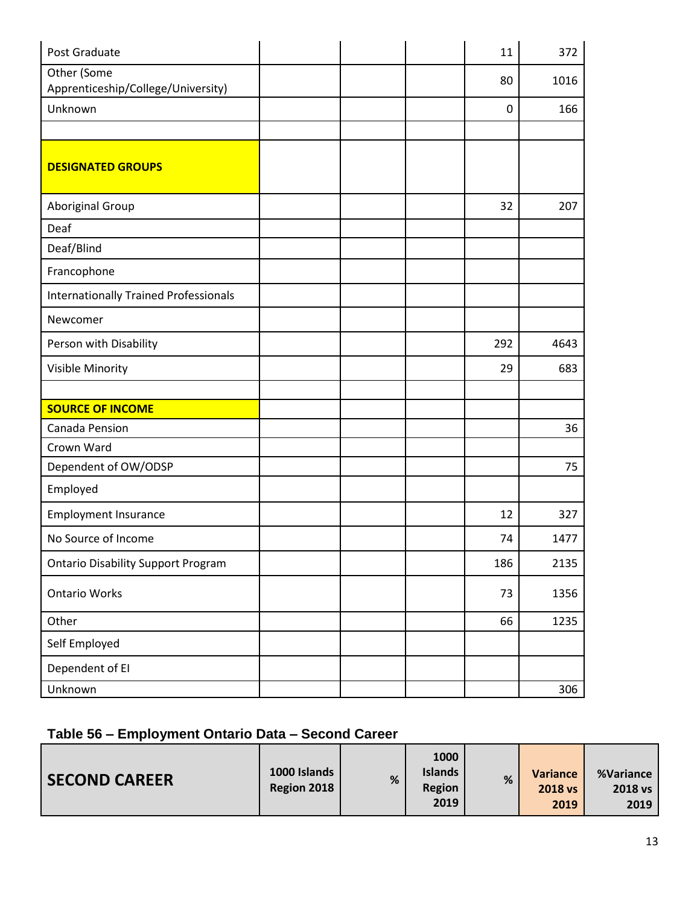| | | | | | |
|---|---|---|---|---|---|
| Post Graduate | | | | 11 | 372 |
| Other (Some Apprenticeship/College/University) | | | | 80 | 1016 |
| Unknown | | | | 0 | 166 |
| | | | | | |
| **DESIGNATED GROUPS** | | | | | |
| Aboriginal Group | | | | 32 | 207 |
| Deaf | | | | | |
| Deaf/Blind | | | | | |
| Francophone | | | | | |
| Internationally Trained Professionals | | | | | |
| Newcomer | | | | | |
| Person with Disability | | | | 292 | 4643 |
| Visible Minority | | | | 29 | 683 |
| | | | | | |
| **SOURCE OF INCOME** | | | | | |
| Canada Pension | | | | | 36 |
| Crown Ward | | | | | |
| Dependent of OW/ODSP | | | | | 75 |
| Employed | | | | | |
| Employment Insurance | | | | 12 | 327 |
| No Source of Income | | | | 74 | 1477 |
| Ontario Disability Support Program | | | | 186 | 2135 |
| Ontario Works | | | | 73 | 1356 |
| Other | | | | 66 | 1235 |
| Self Employed | | | | | |
| Dependent of EI | | | | | |
| Unknown | | | | | 306 |

## Table 56 – Employment Ontario Data – Second Career

| SECOND CAREER | 1000 Islands Region 2018 | % | 1000 Islands Region 2019 | % | Variance 2018 vs 2019 | %Variance 2018 vs 2019 |
|---|---|---|---|---|---|---|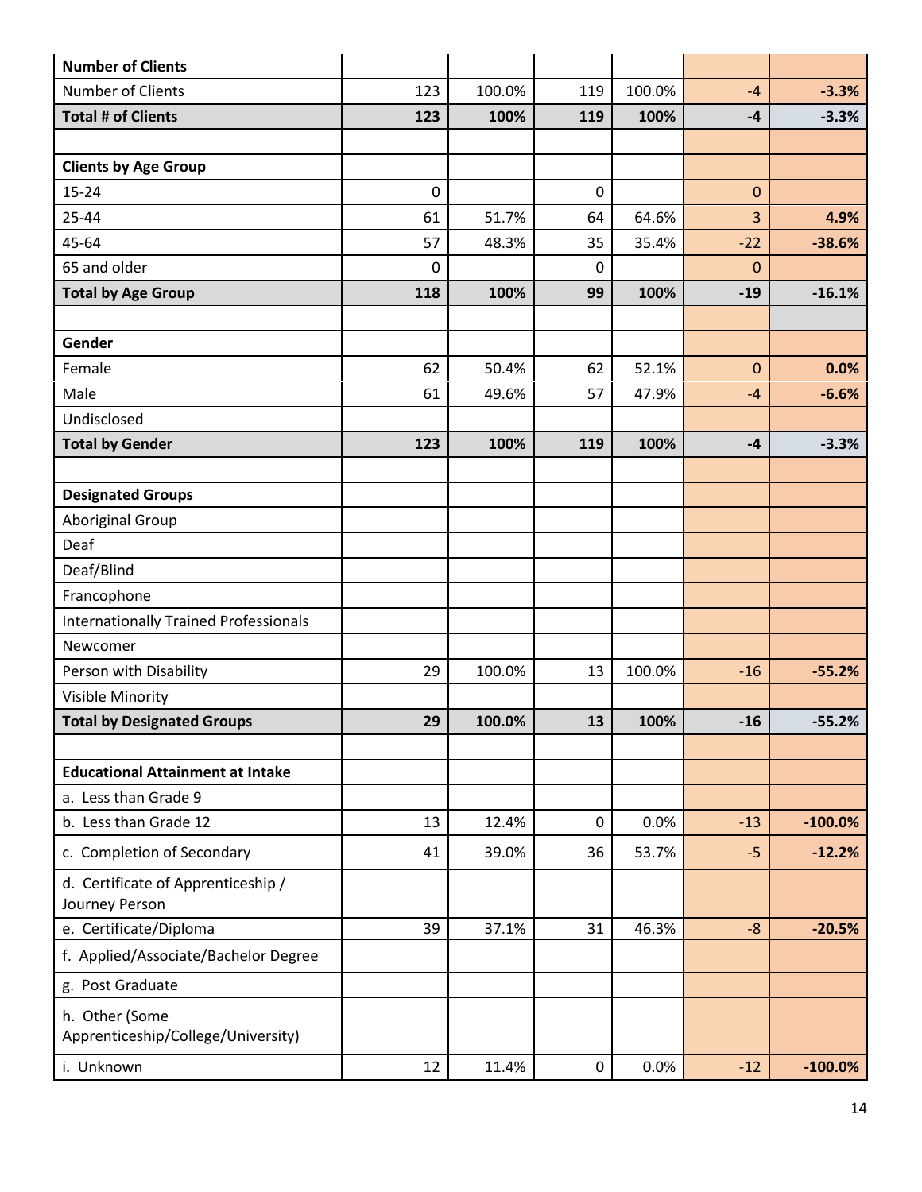| Number of Clients | | | | | | |
|---|---|---|---|---|---|---|
| Number of Clients | 123 | 100.0% | 119 | 100.0% | -4 | **-3.3%** |
| **Total # of Clients** | **123** | **100%** | **119** | **100%** | **-4** | **-3.3%** |
| | | | | | | |
| **Clients by Age Group** | | | | | | |
| 15-24 | 0 | | 0 | | 0 | |
| 25-44 | 61 | 51.7% | 64 | 64.6% | 3 | **4.9%** |
| 45-64 | 57 | 48.3% | 35 | 35.4% | -22 | **-38.6%** |
| 65 and older | 0 | | 0 | | 0 | |
| **Total by Age Group** | **118** | **100%** | **99** | **100%** | **-19** | **-16.1%** |
| | | | | | | |
| **Gender** | | | | | | |
| Female | 62 | 50.4% | 62 | 52.1% | 0 | **0.0%** |
| Male | 61 | 49.6% | 57 | 47.9% | -4 | **-6.6%** |
| Undisclosed | | | | | | |
| **Total by Gender** | **123** | **100%** | **119** | **100%** | **-4** | **-3.3%** |
| | | | | | | |
| **Designated Groups** | | | | | | |
| Aboriginal Group | | | | | | |
| Deaf | | | | | | |
| Deaf/Blind | | | | | | |
| Francophone | | | | | | |
| Internationally Trained Professionals | | | | | | |
| Newcomer | | | | | | |
| Person with Disability | 29 | 100.0% | 13 | 100.0% | -16 | **-55.2%** |
| Visible Minority | | | | | | |
| **Total by Designated Groups** | **29** | **100.0%** | **13** | **100%** | **-16** | **-55.2%** |
| | | | | | | |
| **Educational Attainment at Intake** | | | | | | |
| a. Less than Grade 9 | | | | | | |
| b. Less than Grade 12 | 13 | 12.4% | 0 | 0.0% | -13 | **-100.0%** |
| c. Completion of Secondary | 41 | 39.0% | 36 | 53.7% | -5 | **-12.2%** |
| d. Certificate of Apprenticeship / Journey Person | | | | | | |
| e. Certificate/Diploma | 39 | 37.1% | 31 | 46.3% | -8 | **-20.5%** |
| f. Applied/Associate/Bachelor Degree | | | | | | |
| g. Post Graduate | | | | | | |
| h. Other (Some Apprenticeship/College/University) | | | | | | |
| i. Unknown | 12 | 11.4% | 0 | 0.0% | -12 | **-100.0%** |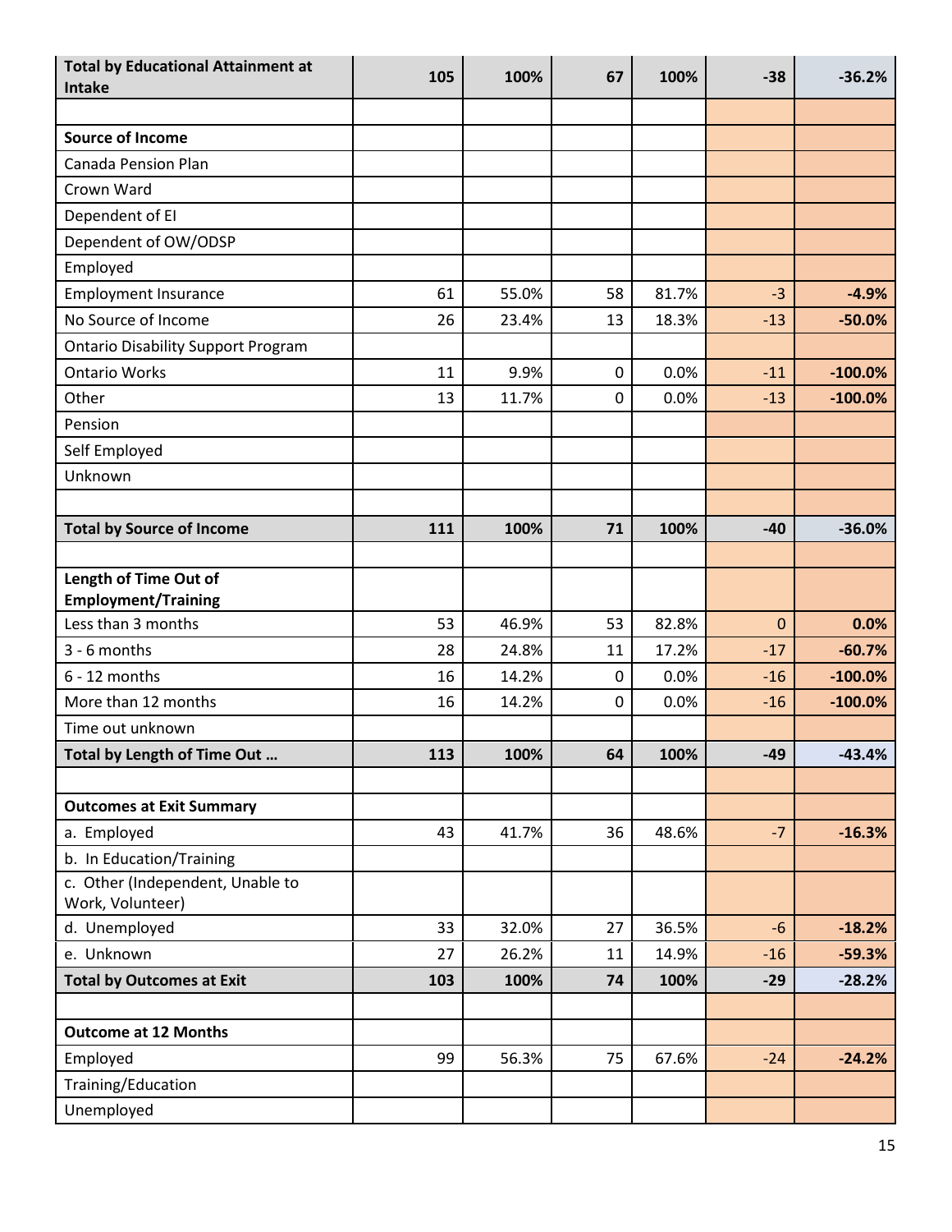| | | | | | | |
|---|---|---|---|---|---|---|
| **Total by Educational Attainment at Intake** | **105** | **100%** | **67** | **100%** | **-38** | **-36.2%** |
| | | | | | | |
| **Source of Income** | | | | | | |
| Canada Pension Plan | | | | | | |
| Crown Ward | | | | | | |
| Dependent of EI | | | | | | |
| Dependent of OW/ODSP | | | | | | |
| Employed | | | | | | |
| Employment Insurance | 61 | 55.0% | 58 | 81.7% | -3 | **-4.9%** |
| No Source of Income | 26 | 23.4% | 13 | 18.3% | -13 | **-50.0%** |
| Ontario Disability Support Program | | | | | | |
| Ontario Works | 11 | 9.9% | 0 | 0.0% | -11 | **-100.0%** |
| Other | 13 | 11.7% | 0 | 0.0% | -13 | **-100.0%** |
| Pension | | | | | | |
| Self Employed | | | | | | |
| Unknown | | | | | | |
| | | | | | | |
| **Total by Source of Income** | **111** | **100%** | **71** | **100%** | **-40** | **-36.0%** |
| | | | | | | |
| **Length of Time Out of Employment/Training** | | | | | | |
| Less than 3 months | 53 | 46.9% | 53 | 82.8% | 0 | **0.0%** |
| 3 - 6 months | 28 | 24.8% | 11 | 17.2% | -17 | **-60.7%** |
| 6 - 12 months | 16 | 14.2% | 0 | 0.0% | -16 | **-100.0%** |
| More than 12 months | 16 | 14.2% | 0 | 0.0% | -16 | **-100.0%** |
| Time out unknown | | | | | | |
| **Total by Length of Time Out …** | **113** | **100%** | **64** | **100%** | **-49** | **-43.4%** |
| | | | | | | |
| **Outcomes at Exit Summary** | | | | | | |
| a. Employed | 43 | 41.7% | 36 | 48.6% | -7 | **-16.3%** |
| b. In Education/Training | | | | | | |
| c. Other (Independent, Unable to Work, Volunteer) | | | | | | |
| d. Unemployed | 33 | 32.0% | 27 | 36.5% | -6 | **-18.2%** |
| e. Unknown | 27 | 26.2% | 11 | 14.9% | -16 | **-59.3%** |
| **Total by Outcomes at Exit** | **103** | **100%** | **74** | **100%** | **-29** | **-28.2%** |
| | | | | | | |
| **Outcome at 12 Months** | | | | | | |
| Employed | 99 | 56.3% | 75 | 67.6% | -24 | **-24.2%** |
| Training/Education | | | | | | |
| Unemployed | | | | | | |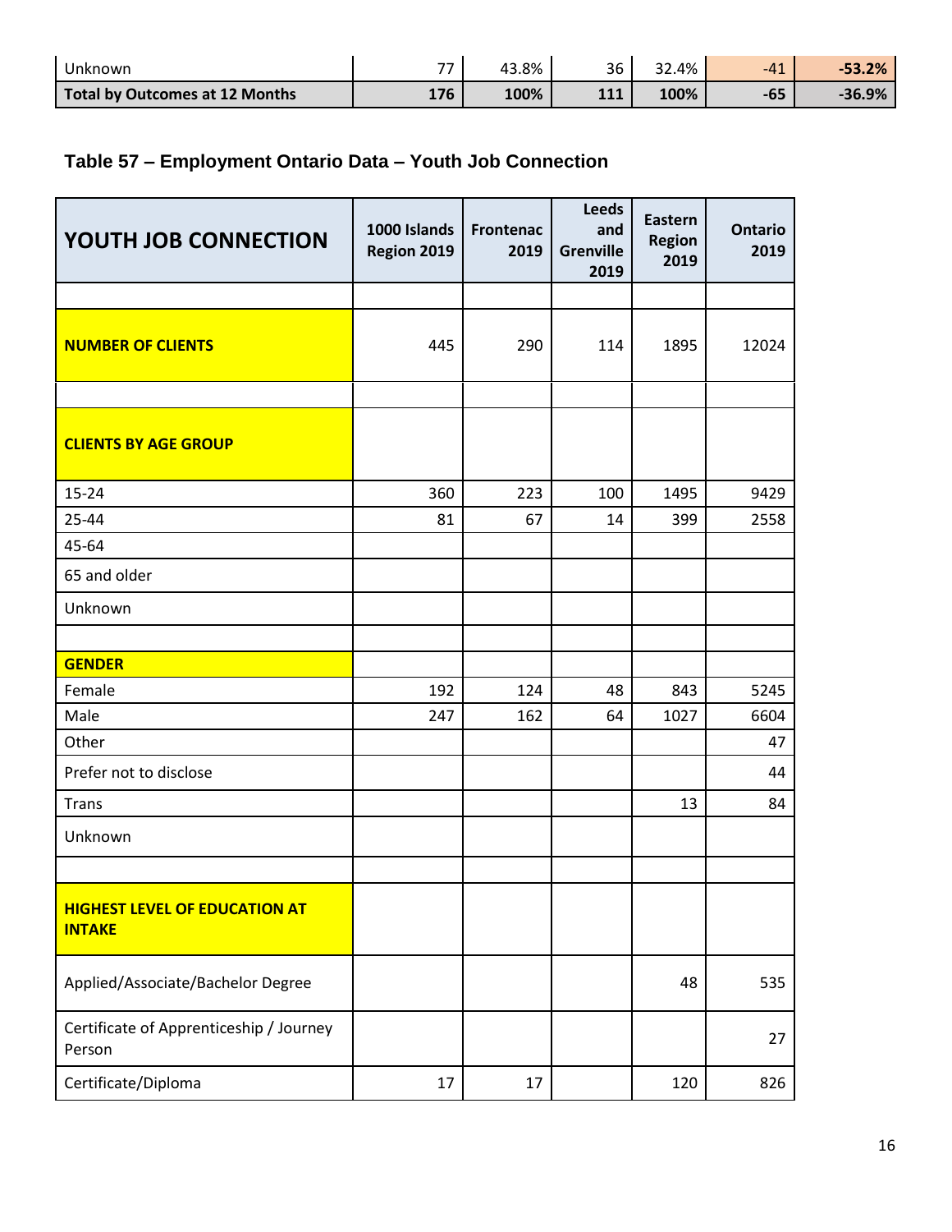| Unknown | 77 | 43.8% | 36 | 32.4% | -41 | **-53.2%** |
|---|---|---|---|---|---|---|
| **Total by Outcomes at 12 Months** | **176** | **100%** | **111** | **100%** | **-65** | **-36.9%** |

### Table 57 – Employment Ontario Data – Youth Job Connection

| YOUTH JOB CONNECTION | 1000 Islands Region 2019 | Frontenac 2019 | Leeds and Grenville 2019 | Eastern Region 2019 | Ontario 2019 |
|---|---|---|---|---|---|
| | | | | | |
| **NUMBER OF CLIENTS** | 445 | 290 | 114 | 1895 | 12024 |
| | | | | | |
| **CLIENTS BY AGE GROUP** | | | | | |
| 15-24 | 360 | 223 | 100 | 1495 | 9429 |
| 25-44 | 81 | 67 | 14 | 399 | 2558 |
| 45-64 | | | | | |
| 65 and older | | | | | |
| Unknown | | | | | |
| | | | | | |
| **GENDER** | | | | | |
| Female | 192 | 124 | 48 | 843 | 5245 |
| Male | 247 | 162 | 64 | 1027 | 6604 |
| Other | | | | | 47 |
| Prefer not to disclose | | | | | 44 |
| Trans | | | | 13 | 84 |
| Unknown | | | | | |
| | | | | | |
| **HIGHEST LEVEL OF EDUCATION AT INTAKE** | | | | | |
| Applied/Associate/Bachelor Degree | | | | 48 | 535 |
| Certificate of Apprenticeship / Journey Person | | | | | 27 |
| Certificate/Diploma | 17 | 17 | | 120 | 826 |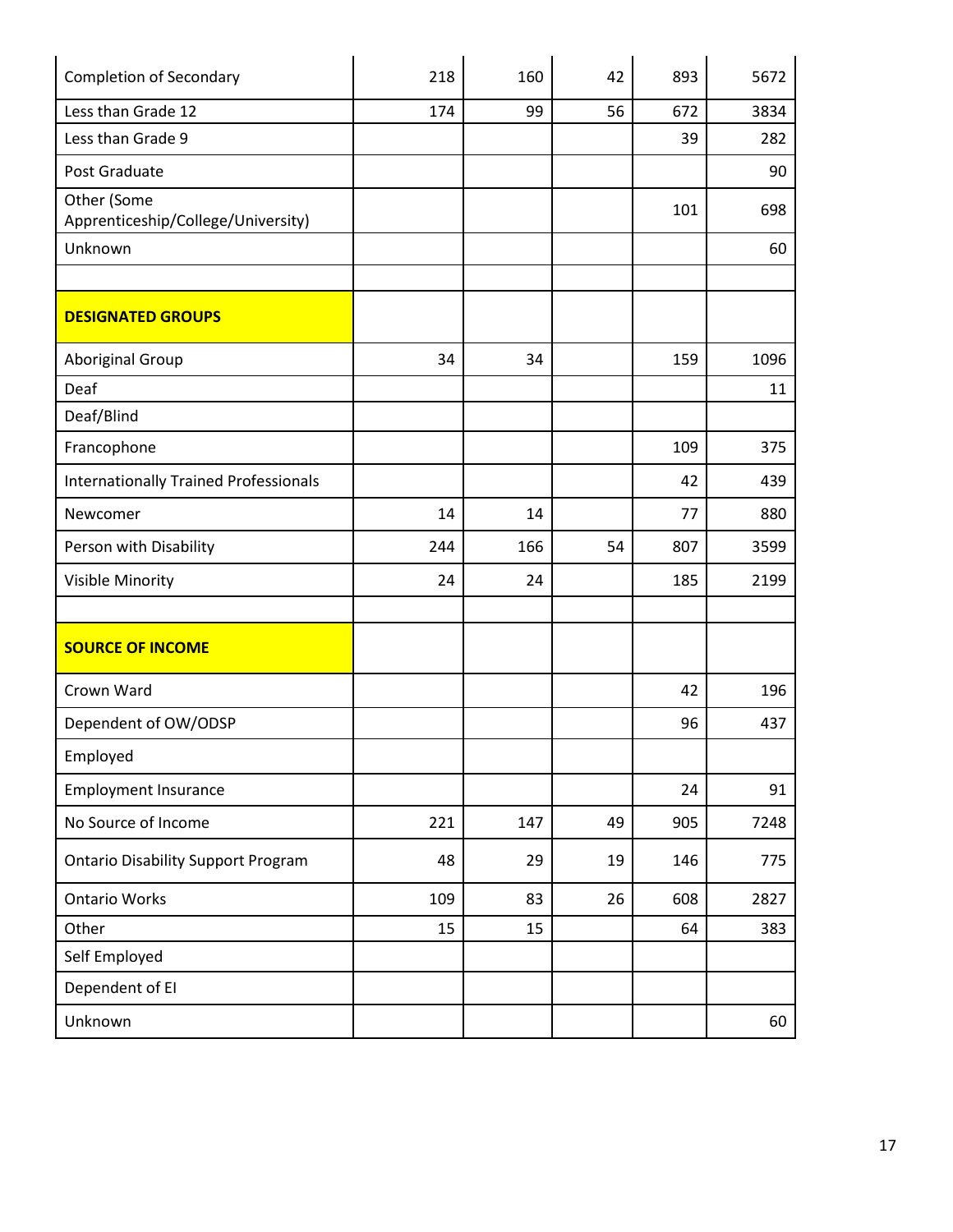| | | | | | |
|---|---|---|---|---|---|
| Completion of Secondary | 218 | 160 | 42 | 893 | 5672 |
| Less than Grade 12 | 174 | 99 | 56 | 672 | 3834 |
| Less than Grade 9 | | | | 39 | 282 |
| Post Graduate | | | | | 90 |
| Other (Some Apprenticeship/College/University) | | | | 101 | 698 |
| Unknown | | | | | 60 |
| | | | | | |
| **DESIGNATED GROUPS** | | | | | |
| Aboriginal Group | 34 | 34 | | 159 | 1096 |
| Deaf | | | | | 11 |
| Deaf/Blind | | | | | |
| Francophone | | | | 109 | 375 |
| Internationally Trained Professionals | | | | 42 | 439 |
| Newcomer | 14 | 14 | | 77 | 880 |
| Person with Disability | 244 | 166 | 54 | 807 | 3599 |
| Visible Minority | 24 | 24 | | 185 | 2199 |
| | | | | | |
| **SOURCE OF INCOME** | | | | | |
| Crown Ward | | | | 42 | 196 |
| Dependent of OW/ODSP | | | | 96 | 437 |
| Employed | | | | | |
| Employment Insurance | | | | 24 | 91 |
| No Source of Income | 221 | 147 | 49 | 905 | 7248 |
| Ontario Disability Support Program | 48 | 29 | 19 | 146 | 775 |
| Ontario Works | 109 | 83 | 26 | 608 | 2827 |
| Other | 15 | 15 | | 64 | 383 |
| Self Employed | | | | | |
| Dependent of EI | | | | | |
| Unknown | | | | | 60 |